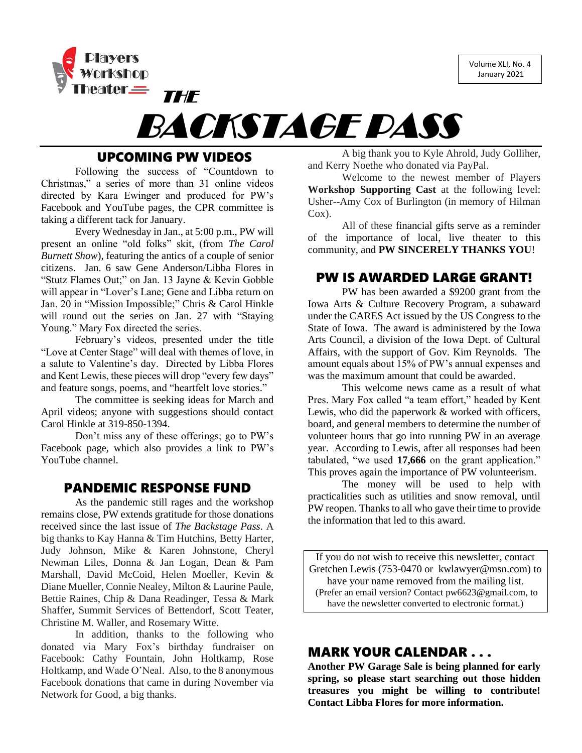Players Workshop Theater

Volume XLI, No. 4
January 2021

# THE BACKSTAGE PASS

## UPCOMING PW VIDEOS

Following the success of "Countdown to Christmas," a series of more than 31 online videos directed by Kara Ewinger and produced for PW's Facebook and YouTube pages, the CPR committee is taking a different tack for January.

Every Wednesday in Jan., at 5:00 p.m., PW will present an online "old folks" skit, (from *The Carol Burnett Show*), featuring the antics of a couple of senior citizens. Jan. 6 saw Gene Anderson/Libba Flores in "Stutz Flames Out;" on Jan. 13 Jayne & Kevin Gobble will appear in "Lover's Lane; Gene and Libba return on Jan. 20 in "Mission Impossible;" Chris & Carol Hinkle will round out the series on Jan. 27 with "Staying Young." Mary Fox directed the series.

February's videos, presented under the title "Love at Center Stage" will deal with themes of love, in a salute to Valentine's day. Directed by Libba Flores and Kent Lewis, these pieces will drop "every few days" and feature songs, poems, and "heartfelt love stories."

The committee is seeking ideas for March and April videos; anyone with suggestions should contact Carol Hinkle at 319-850-1394.

Don't miss any of these offerings; go to PW's Facebook page, which also provides a link to PW's YouTube channel.

## PANDEMIC RESPONSE FUND

As the pandemic still rages and the workshop remains close, PW extends gratitude for those donations received since the last issue of *The Backstage Pass*. A big thanks to Kay Hanna & Tim Hutchins, Betty Harter, Judy Johnson, Mike & Karen Johnstone, Cheryl Newman Liles, Donna & Jan Logan, Dean & Pam Marshall, David McCoid, Helen Moeller, Kevin & Diane Mueller, Connie Nealey, Milton & Laurine Paule, Bettie Raines, Chip & Dana Readinger, Tessa & Mark Shaffer, Summit Services of Bettendorf, Scott Teater, Christine M. Waller, and Rosemary Witte.

In addition, thanks to the following who donated via Mary Fox's birthday fundraiser on Facebook: Cathy Fountain, John Holtkamp, Rose Holtkamp, and Wade O'Neal. Also, to the 8 anonymous Facebook donations that came in during November via Network for Good, a big thanks.

A big thank you to Kyle Ahrold, Judy Golliher, and Kerry Noethe who donated via PayPal.

Welcome to the newest member of Players **Workshop Supporting Cast** at the following level: Usher--Amy Cox of Burlington (in memory of Hilman Cox).

All of these financial gifts serve as a reminder of the importance of local, live theater to this community, and **PW SINCERELY THANKS YOU**!

## PW IS AWARDED LARGE GRANT!

PW has been awarded a $9200 grant from the Iowa Arts & Culture Recovery Program, a subaward under the CARES Act issued by the US Congress to the State of Iowa. The award is administered by the Iowa Arts Council, a division of the Iowa Dept. of Cultural Affairs, with the support of Gov. Kim Reynolds. The amount equals about 15% of PW's annual expenses and was the maximum amount that could be awarded.

This welcome news came as a result of what Pres. Mary Fox called "a team effort," headed by Kent Lewis, who did the paperwork & worked with officers, board, and general members to determine the number of volunteer hours that go into running PW in an average year. According to Lewis, after all responses had been tabulated, "we used **17,666** on the grant application." This proves again the importance of PW volunteerism.

The money will be used to help with practicalities such as utilities and snow removal, until PW reopen. Thanks to all who gave their time to provide the information that led to this award.

If you do not wish to receive this newsletter, contact Gretchen Lewis (753-0470 or kwlawyer@msn.com) to have your name removed from the mailing list. (Prefer an email version? Contact pw6623@gmail.com, to have the newsletter converted to electronic format.)

## MARK YOUR CALENDAR . . .

**Another PW Garage Sale is being planned for early spring, so please start searching out those hidden treasures you might be willing to contribute! Contact Libba Flores for more information.**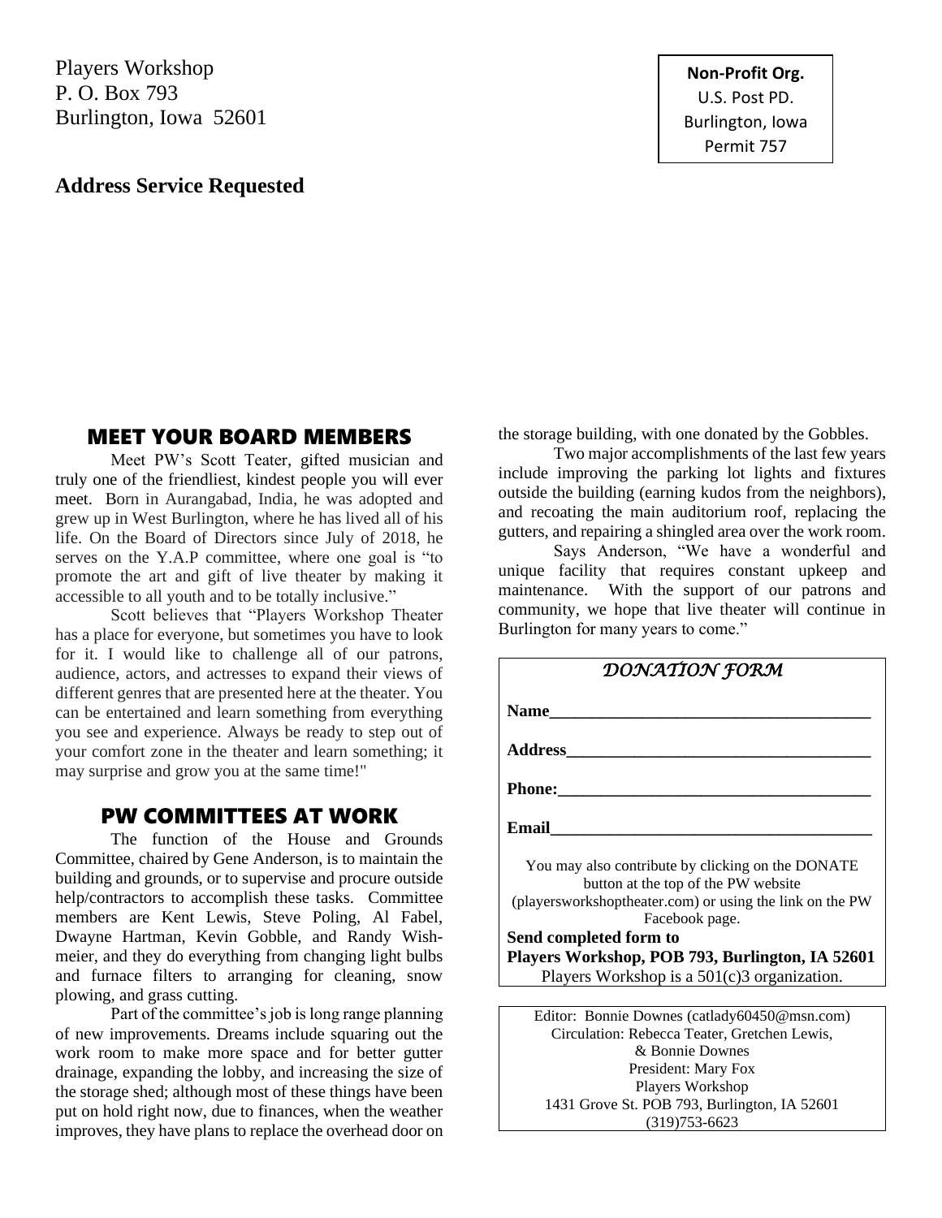Players Workshop
P. O. Box 793
Burlington, Iowa 52601

**Non-Profit Org.**
U.S. Post PD.
Burlington, Iowa
Permit 757

**Address Service Requested**

## MEET YOUR BOARD MEMBERS

Meet PW's Scott Teater, gifted musician and truly one of the friendliest, kindest people you will ever meet. Born in Aurangabad, India, he was adopted and grew up in West Burlington, where he has lived all of his life. On the Board of Directors since July of 2018, he serves on the Y.A.P committee, where one goal is "to promote the art and gift of live theater by making it accessible to all youth and to be totally inclusive."

Scott believes that "Players Workshop Theater has a place for everyone, but sometimes you have to look for it. I would like to challenge all of our patrons, audience, actors, and actresses to expand their views of different genres that are presented here at the theater. You can be entertained and learn something from everything you see and experience. Always be ready to step out of your comfort zone in the theater and learn something; it may surprise and grow you at the same time!"

## PW COMMITTEES AT WORK

The function of the House and Grounds Committee, chaired by Gene Anderson, is to maintain the building and grounds, or to supervise and procure outside help/contractors to accomplish these tasks. Committee members are Kent Lewis, Steve Poling, Al Fabel, Dwayne Hartman, Kevin Gobble, and Randy Wish-meier, and they do everything from changing light bulbs and furnace filters to arranging for cleaning, snow plowing, and grass cutting.

Part of the committee's job is long range planning of new improvements. Dreams include squaring out the work room to make more space and for better gutter drainage, expanding the lobby, and increasing the size of the storage shed; although most of these things have been put on hold right now, due to finances, when the weather improves, they have plans to replace the overhead door on the storage building, with one donated by the Gobbles.

Two major accomplishments of the last few years include improving the parking lot lights and fixtures outside the building (earning kudos from the neighbors), and recoating the main auditorium roof, replacing the gutters, and repairing a shingled area over the work room.

Says Anderson, "We have a wonderful and unique facility that requires constant upkeep and maintenance. With the support of our patrons and community, we hope that live theater will continue in Burlington for many years to come."

### *DONATION FORM*

**Name**_______________________________________

**Address**_____________________________________

**Phone:**______________________________________

**Email**_______________________________________

You may also contribute by clicking on the DONATE button at the top of the PW website (playersworkshoptheater.com) or using the link on the PW Facebook page.

**Send completed form to**
**Players Workshop, POB 793, Burlington, IA 52601**
Players Workshop is a 501(c)3 organization.

Editor: Bonnie Downes (catlady60450@msn.com)
Circulation: Rebecca Teater, Gretchen Lewis, & Bonnie Downes
President: Mary Fox
Players Workshop
1431 Grove St. POB 793, Burlington, IA 52601
(319)753-6623